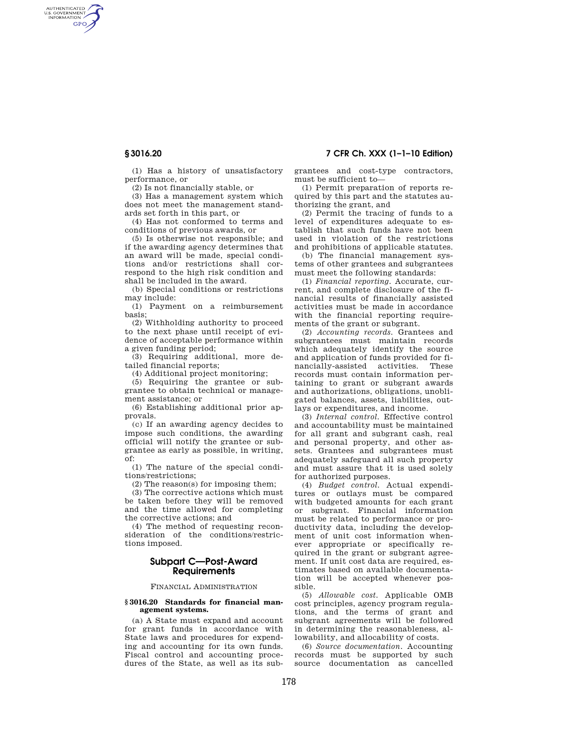(1) Has a history of unsatisfactory performance, or

(2) Is not financially stable, or

(3) Has a management system which does not meet the management standards set forth in this part, or

(4) Has not conformed to terms and conditions of previous awards, or

(5) Is otherwise not responsible; and if the awarding agency determines that an award will be made, special conditions and/or restrictions shall correspond to the high risk condition and shall be included in the award.

(b) Special conditions or restrictions may include:

(1) Payment on a reimbursement basis;

(2) Withholding authority to proceed to the next phase until receipt of evidence of acceptable performance within a given funding period;

(3) Requiring additional, more detailed financial reports;

(4) Additional project monitoring;

(5) Requiring the grantee or subgrantee to obtain technical or management assistance; or

(6) Establishing additional prior approvals.

(c) If an awarding agency decides to impose such conditions, the awarding official will notify the grantee or subgrantee as early as possible, in writing, of:

(1) The nature of the special conditions/restrictions;

(2) The reason(s) for imposing them;

(3) The corrective actions which must be taken before they will be removed and the time allowed for completing the corrective actions; and

(4) The method of requesting reconsideration of the conditions/restrictions imposed.

## Subpart C—Post-Award Requirements

FINANCIAL ADMINISTRATION

### § 3016.20 Standards for financial management systems.

(a) A State must expand and account for grant funds in accordance with State laws and procedures for expending and accounting for its own funds. Fiscal control and accounting procedures of the State, as well as its subgrantees and cost-type contractors, must be sufficient to—

(1) Permit preparation of reports required by this part and the statutes authorizing the grant, and

(2) Permit the tracing of funds to a level of expenditures adequate to establish that such funds have not been used in violation of the restrictions and prohibitions of applicable statutes.

(b) The financial management systems of other grantees and subgrantees must meet the following standards:

(1) *Financial reporting.* Accurate, current, and complete disclosure of the financial results of financially assisted activities must be made in accordance with the financial reporting requirements of the grant or subgrant.

(2) *Accounting records.* Grantees and subgrantees must maintain records which adequately identify the source and application of funds provided for financially-assisted activities. These records must contain information pertaining to grant or subgrant awards and authorizations, obligations, unobligated balances, assets, liabilities, outlays or expenditures, and income.

(3) *Internal control.* Effective control and accountability must be maintained for all grant and subgrant cash, real and personal property, and other assets. Grantees and subgrantees must adequately safeguard all such property and must assure that it is used solely for authorized purposes.

(4) *Budget control.* Actual expenditures or outlays must be compared with budgeted amounts for each grant or subgrant. Financial information must be related to performance or productivity data, including the development of unit cost information whenever appropriate or specifically required in the grant or subgrant agreement. If unit cost data are required, estimates based on available documentation will be accepted whenever possible.

(5) *Allowable cost.* Applicable OMB cost principles, agency program regulations, and the terms of grant and subgrant agreements will be followed in determining the reasonableness, allowability, and allocability of costs.

(6) *Source documentation.* Accounting records must be supported by such source documentation as cancelled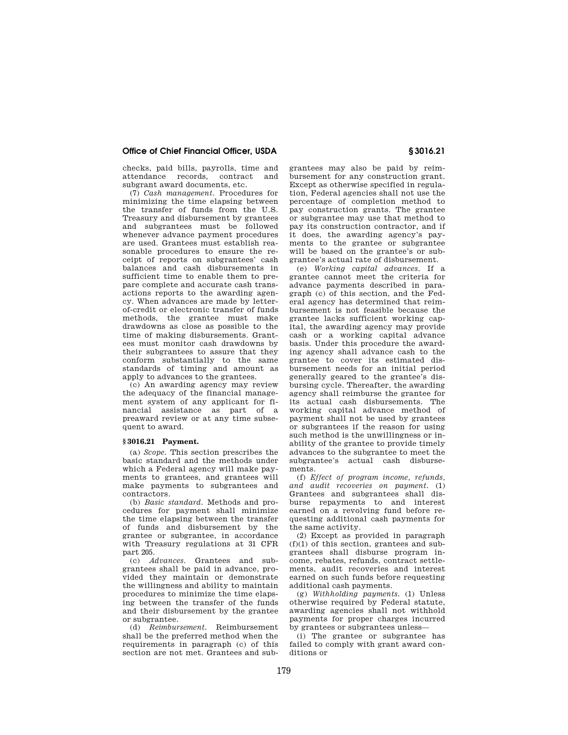checks, paid bills, payrolls, time and attendance records, contract and subgrant award documents, etc.

(7) *Cash management.* Procedures for minimizing the time elapsing between the transfer of funds from the U.S. Treasury and disbursement by grantees and subgrantees must be followed whenever advance payment procedures are used. Grantees must establish reasonable procedures to ensure the receipt of reports on subgrantees' cash balances and cash disbursements in sufficient time to enable them to prepare complete and accurate cash transactions reports to the awarding agency. When advances are made by letter-of-credit or electronic transfer of funds methods, the grantee must make drawdowns as close as possible to the time of making disbursements. Grantees must monitor cash drawdowns by their subgrantees to assure that they conform substantially to the same standards of timing and amount as apply to advances to the grantees.

(c) An awarding agency may review the adequacy of the financial management system of any applicant for financial assistance as part of a preaward review or at any time subsequent to award.

## § 3016.21 Payment.

(a) *Scope.* This section prescribes the basic standard and the methods under which a Federal agency will make payments to grantees, and grantees will make payments to subgrantees and contractors.

(b) *Basic standard.* Methods and procedures for payment shall minimize the time elapsing between the transfer of funds and disbursement by the grantee or subgrantee, in accordance with Treasury regulations at 31 CFR part 205.

(c) *Advances.* Grantees and subgrantees shall be paid in advance, provided they maintain or demonstrate the willingness and ability to maintain procedures to minimize the time elapsing between the transfer of the funds and their disbursement by the grantee or subgrantee.

(d) *Reimbursement.* Reimbursement shall be the preferred method when the requirements in paragraph (c) of this section are not met. Grantees and subgrantees may also be paid by reimbursement for any construction grant. Except as otherwise specified in regulation, Federal agencies shall not use the percentage of completion method to pay construction grants. The grantee or subgrantee may use that method to pay its construction contractor, and if it does, the awarding agency's payments to the grantee or subgrantee will be based on the grantee's or subgrantee's actual rate of disbursement.

(e) *Working capital advances.* If a grantee cannot meet the criteria for advance payments described in paragraph (c) of this section, and the Federal agency has determined that reimbursement is not feasible because the grantee lacks sufficient working capital, the awarding agency may provide cash or a working capital advance basis. Under this procedure the awarding agency shall advance cash to the grantee to cover its estimated disbursement needs for an initial period generally geared to the grantee's disbursing cycle. Thereafter, the awarding agency shall reimburse the grantee for its actual cash disbursements. The working capital advance method of payment shall not be used by grantees or subgrantees if the reason for using such method is the unwillingness or inability of the grantee to provide timely advances to the subgrantee to meet the subgrantee's actual cash disbursements.

(f) *Effect of program income, refunds, and audit recoveries on payment.* (1) Grantees and subgrantees shall disburse repayments to and interest earned on a revolving fund before requesting additional cash payments for the same activity.

(2) Except as provided in paragraph (f)(1) of this section, grantees and subgrantees shall disburse program income, rebates, refunds, contract settlements, audit recoveries and interest earned on such funds before requesting additional cash payments.

(g) *Withholding payments.* (1) Unless otherwise required by Federal statute, awarding agencies shall not withhold payments for proper charges incurred by grantees or subgrantees unless—

(i) The grantee or subgrantee has failed to comply with grant award conditions or